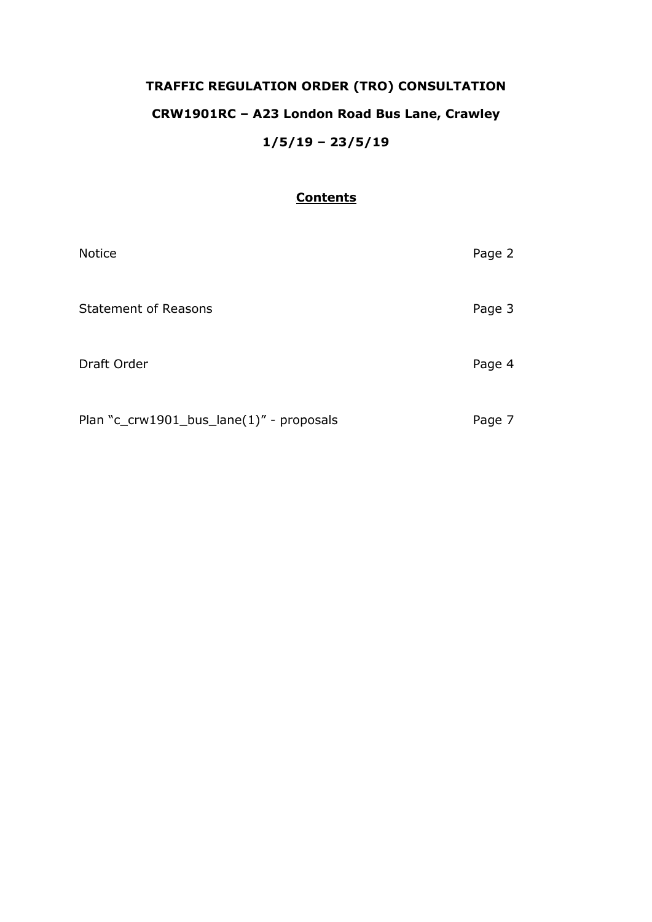# TRAFFIC REGULATION ORDER (TRO) CONSULTATION

## CRW1901RC – A23 London Road Bus Lane, Crawley

## 1/5/19 – 23/5/19

**Contents**

| | |
|---|---|
| Notice | Page 2 |
| Statement of Reasons | Page 3 |
| Draft Order | Page 4 |
| Plan "c_crw1901_bus_lane(1)" - proposals | Page 7 |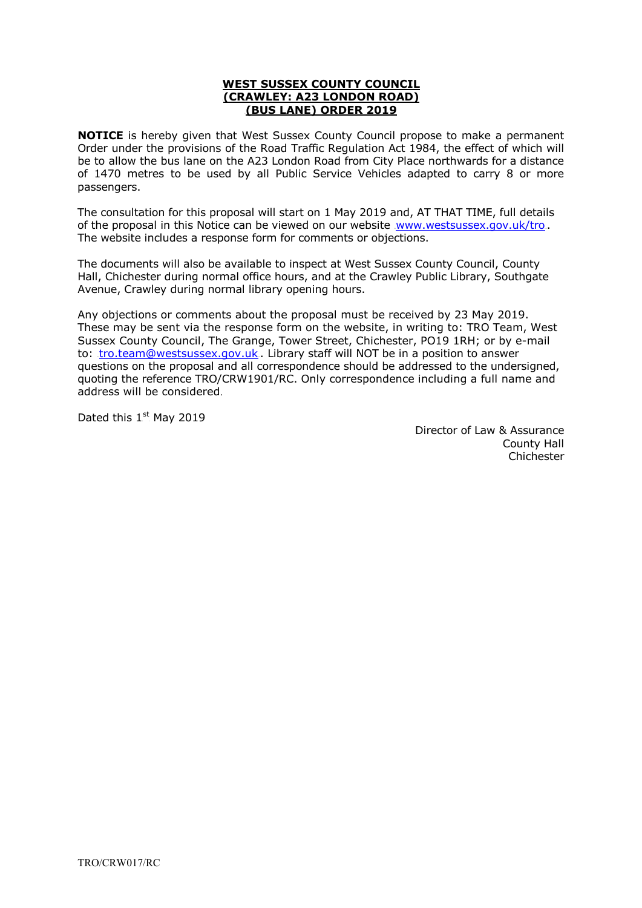**WEST SUSSEX COUNTY COUNCIL**
**(CRAWLEY: A23 LONDON ROAD)**
**(BUS LANE) ORDER 2019**

**NOTICE** is hereby given that West Sussex County Council propose to make a permanent Order under the provisions of the Road Traffic Regulation Act 1984, the effect of which will be to allow the bus lane on the A23 London Road from City Place northwards for a distance of 1470 metres to be used by all Public Service Vehicles adapted to carry 8 or more passengers.

The consultation for this proposal will start on 1 May 2019 and, AT THAT TIME, full details of the proposal in this Notice can be viewed on our website www.westsussex.gov.uk/tro. The website includes a response form for comments or objections.

The documents will also be available to inspect at West Sussex County Council, County Hall, Chichester during normal office hours, and at the Crawley Public Library, Southgate Avenue, Crawley during normal library opening hours.

Any objections or comments about the proposal must be received by 23 May 2019. These may be sent via the response form on the website, in writing to: TRO Team, West Sussex County Council, The Grange, Tower Street, Chichester, PO19 1RH; or by e-mail to: tro.team@westsussex.gov.uk. Library staff will NOT be in a position to answer questions on the proposal and all correspondence should be addressed to the undersigned, quoting the reference TRO/CRW1901/RC. Only correspondence including a full name and address will be considered.

Dated this 1st May 2019

Director of Law & Assurance
County Hall
Chichester

TRO/CRW017/RC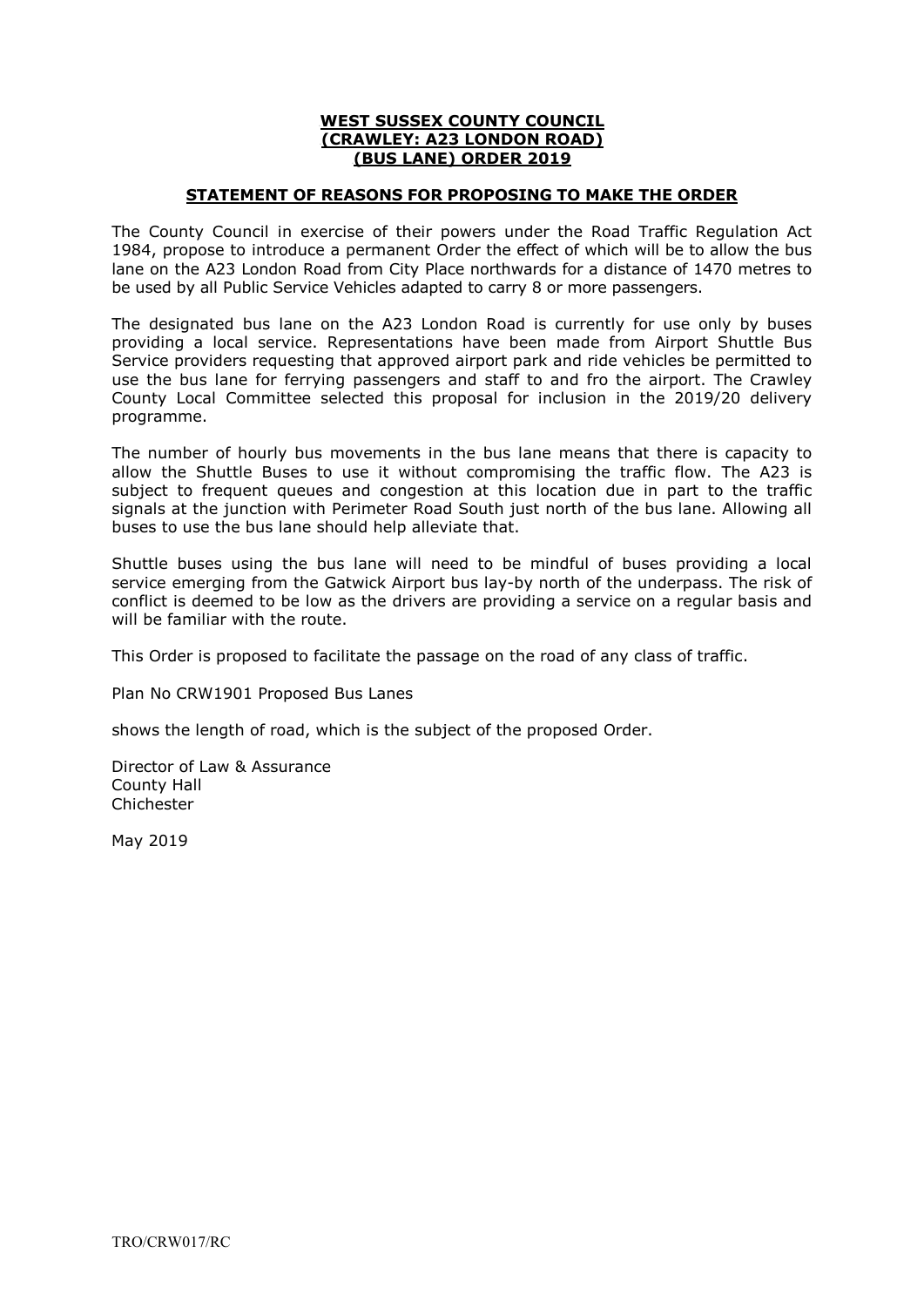**WEST SUSSEX COUNTY COUNCIL**
**(CRAWLEY: A23 LONDON ROAD)**
**(BUS LANE) ORDER 2019**

**STATEMENT OF REASONS FOR PROPOSING TO MAKE THE ORDER**

The County Council in exercise of their powers under the Road Traffic Regulation Act 1984, propose to introduce a permanent Order the effect of which will be to allow the bus lane on the A23 London Road from City Place northwards for a distance of 1470 metres to be used by all Public Service Vehicles adapted to carry 8 or more passengers.

The designated bus lane on the A23 London Road is currently for use only by buses providing a local service. Representations have been made from Airport Shuttle Bus Service providers requesting that approved airport park and ride vehicles be permitted to use the bus lane for ferrying passengers and staff to and fro the airport. The Crawley County Local Committee selected this proposal for inclusion in the 2019/20 delivery programme.

The number of hourly bus movements in the bus lane means that there is capacity to allow the Shuttle Buses to use it without compromising the traffic flow. The A23 is subject to frequent queues and congestion at this location due in part to the traffic signals at the junction with Perimeter Road South just north of the bus lane. Allowing all buses to use the bus lane should help alleviate that.

Shuttle buses using the bus lane will need to be mindful of buses providing a local service emerging from the Gatwick Airport bus lay-by north of the underpass. The risk of conflict is deemed to be low as the drivers are providing a service on a regular basis and will be familiar with the route.

This Order is proposed to facilitate the passage on the road of any class of traffic.

Plan No CRW1901 Proposed Bus Lanes

shows the length of road, which is the subject of the proposed Order.

Director of Law & Assurance
County Hall
Chichester

May 2019

TRO/CRW017/RC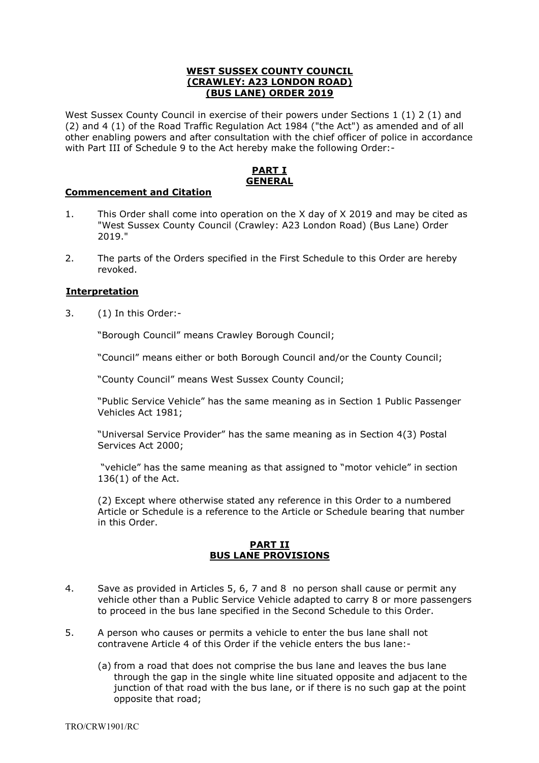**WEST SUSSEX COUNTY COUNCIL**
**(CRAWLEY: A23 LONDON ROAD)**
**(BUS LANE) ORDER 2019**

West Sussex County Council in exercise of their powers under Sections 1 (1) 2 (1) and (2) and 4 (1) of the Road Traffic Regulation Act 1984 ("the Act") as amended and of all other enabling powers and after consultation with the chief officer of police in accordance with Part III of Schedule 9 to the Act hereby make the following Order:-

## PART I
## GENERAL

### Commencement and Citation

1. This Order shall come into operation on the X day of X 2019 and may be cited as "West Sussex County Council (Crawley: A23 London Road) (Bus Lane) Order 2019."

2. The parts of the Orders specified in the First Schedule to this Order are hereby revoked.

### Interpretation

3. (1) In this Order:-

   "Borough Council" means Crawley Borough Council;

   "Council" means either or both Borough Council and/or the County Council;

   "County Council" means West Sussex County Council;

   "Public Service Vehicle" has the same meaning as in Section 1 Public Passenger Vehicles Act 1981;

   "Universal Service Provider" has the same meaning as in Section 4(3) Postal Services Act 2000;

   "vehicle" has the same meaning as that assigned to "motor vehicle" in section 136(1) of the Act.

   (2) Except where otherwise stated any reference in this Order to a numbered Article or Schedule is a reference to the Article or Schedule bearing that number in this Order.

## PART II
## BUS LANE PROVISIONS

4. Save as provided in Articles 5, 6, 7 and 8 no person shall cause or permit any vehicle other than a Public Service Vehicle adapted to carry 8 or more passengers to proceed in the bus lane specified in the Second Schedule to this Order.

5. A person who causes or permits a vehicle to enter the bus lane shall not contravene Article 4 of this Order if the vehicle enters the bus lane:-

   (a) from a road that does not comprise the bus lane and leaves the bus lane through the gap in the single white line situated opposite and adjacent to the junction of that road with the bus lane, or if there is no such gap at the point opposite that road;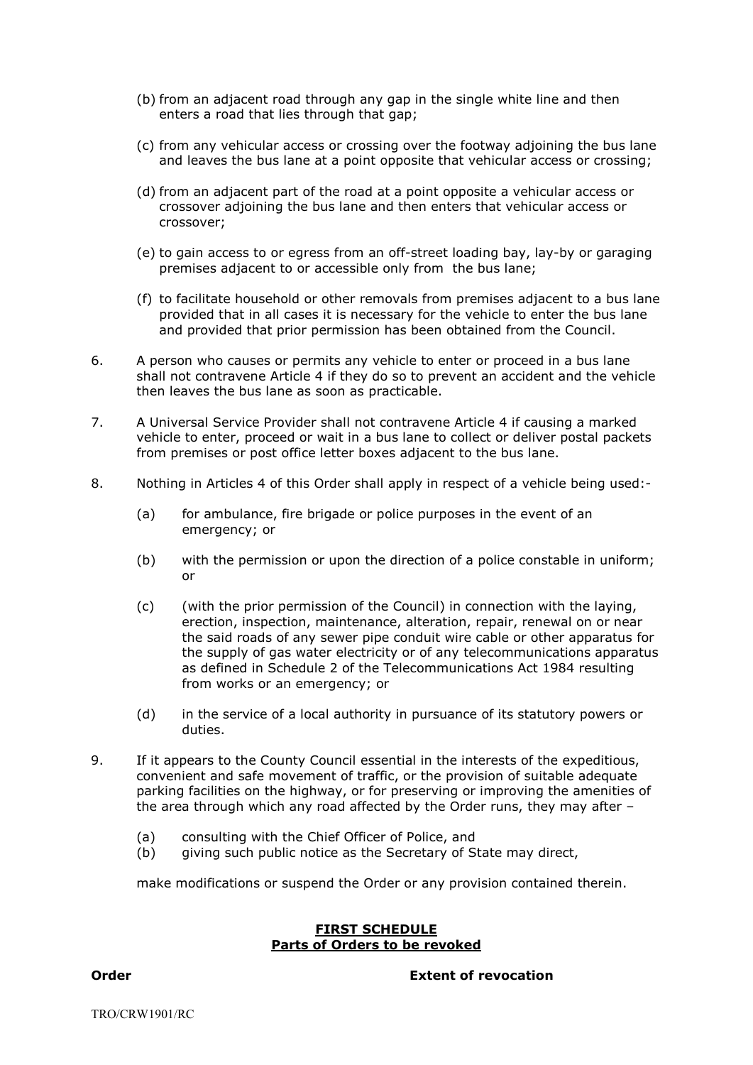(b) from an adjacent road through any gap in the single white line and then enters a road that lies through that gap;

(c) from any vehicular access or crossing over the footway adjoining the bus lane and leaves the bus lane at a point opposite that vehicular access or crossing;

(d) from an adjacent part of the road at a point opposite a vehicular access or crossover adjoining the bus lane and then enters that vehicular access or crossover;

(e) to gain access to or egress from an off-street loading bay, lay-by or garaging premises adjacent to or accessible only from the bus lane;

(f) to facilitate household or other removals from premises adjacent to a bus lane provided that in all cases it is necessary for the vehicle to enter the bus lane and provided that prior permission has been obtained from the Council.

6. A person who causes or permits any vehicle to enter or proceed in a bus lane shall not contravene Article 4 if they do so to prevent an accident and the vehicle then leaves the bus lane as soon as practicable.

7. A Universal Service Provider shall not contravene Article 4 if causing a marked vehicle to enter, proceed or wait in a bus lane to collect or deliver postal packets from premises or post office letter boxes adjacent to the bus lane.

8. Nothing in Articles 4 of this Order shall apply in respect of a vehicle being used:-

   (a) for ambulance, fire brigade or police purposes in the event of an emergency; or

   (b) with the permission or upon the direction of a police constable in uniform; or

   (c) (with the prior permission of the Council) in connection with the laying, erection, inspection, maintenance, alteration, repair, renewal on or near the said roads of any sewer pipe conduit wire cable or other apparatus for the supply of gas water electricity or of any telecommunications apparatus as defined in Schedule 2 of the Telecommunications Act 1984 resulting from works or an emergency; or

   (d) in the service of a local authority in pursuance of its statutory powers or duties.

9. If it appears to the County Council essential in the interests of the expeditious, convenient and safe movement of traffic, or the provision of suitable adequate parking facilities on the highway, or for preserving or improving the amenities of the area through which any road affected by the Order runs, they may after –

   (a) consulting with the Chief Officer of Police, and
   (b) giving such public notice as the Secretary of State may direct,

   make modifications or suspend the Order or any provision contained therein.

## FIRST SCHEDULE
## Parts of Orders to be revoked

| **Order** | **Extent of revocation** |
|---|---|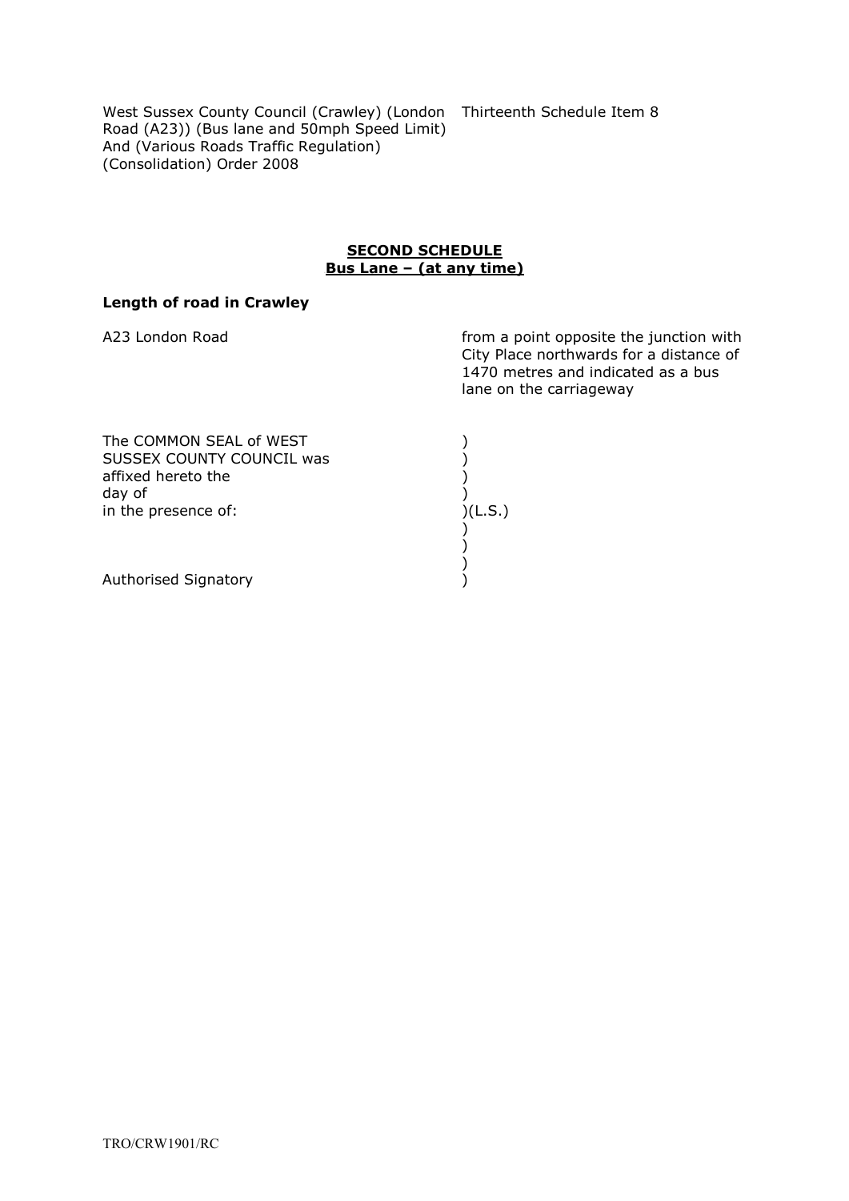West Sussex County Council (Crawley) (London Road (A23)) (Bus lane and 50mph Speed Limit) And (Various Roads Traffic Regulation) (Consolidation) Order 2008

Thirteenth Schedule Item 8

## SECOND SCHEDULE
## Bus Lane – (at any time)

**Length of road in Crawley**

| | |
|---|---|
| A23 London Road | from a point opposite the junction with City Place northwards for a distance of 1470 metres and indicated as a bus lane on the carriageway |

The COMMON SEAL of WEST )
SUSSEX COUNTY COUNCIL was )
affixed hereto the )
day of )
in the presence of: )(L.S.)
)
)
)
Authorised Signatory )

TRO/CRW1901/RC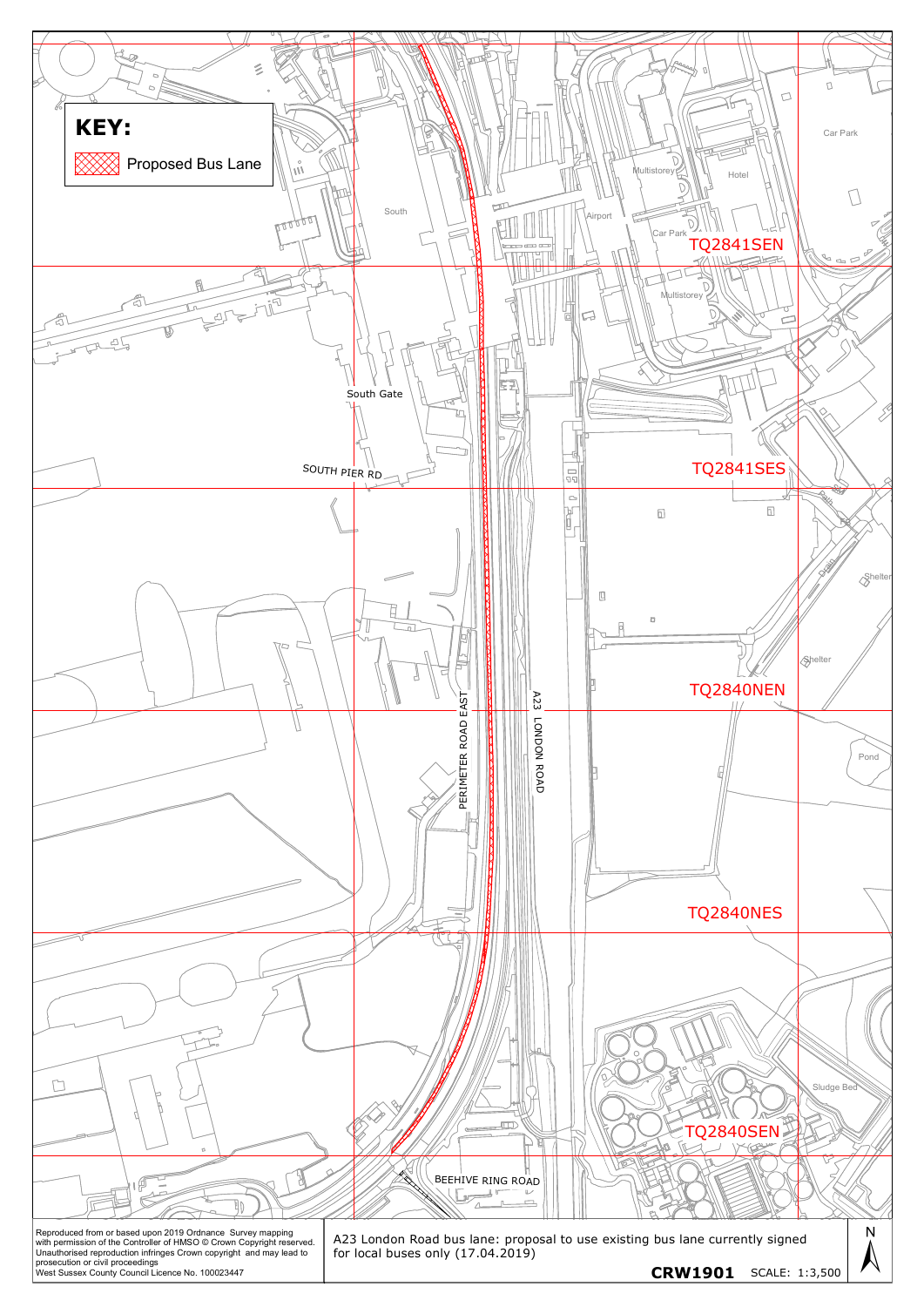**KEY:**

Proposed Bus Lane

Car Park

Multistorey

Hotel

South

Airport

Car Park

TQ2841SEN

Multistorey

South Gate

SOUTH PIER RD

TQ2841SES

Shelter

Shelter

TQ2840NEN

PERIMETER ROAD EAST

A23 LONDON ROAD

Pond

TQ2840NES

Sludge Bed

TQ2840SEN

BEEHIVE RING ROAD

Reproduced from or based upon 2019 Ordnance Survey mapping with permission of the Controller of HMSO © Crown Copyright reserved. Unauthorised reproduction infringes Crown copyright and may lead to prosecution or civil proceedings
West Sussex County Council Licence No. 100023447

A23 London Road bus lane: proposal to use existing bus lane currently signed for local buses only (17.04.2019)

**CRW1901** SCALE: 1:3,500

N